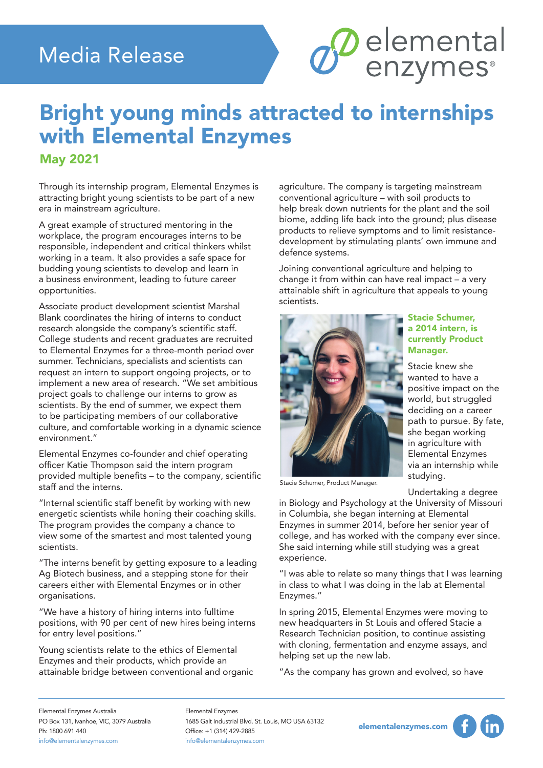Media Release

# Bright young minds attracted to internships with Elemental Enzymes

## May 2021

Through its internship program, Elemental Enzymes is attracting bright young scientists to be part of a new era in mainstream agriculture.

A great example of structured mentoring in the workplace, the program encourages interns to be responsible, independent and critical thinkers whilst working in a team. It also provides a safe space for budding young scientists to develop and learn in a business environment, leading to future career opportunities.

Associate product development scientist Marshal Blank coordinates the hiring of interns to conduct research alongside the company's scientific staff. College students and recent graduates are recruited to Elemental Enzymes for a three-month period over summer. Technicians, specialists and scientists can request an intern to support ongoing projects, or to implement a new area of research. "We set ambitious project goals to challenge our interns to grow as scientists. By the end of summer, we expect them to be participating members of our collaborative culture, and comfortable working in a dynamic science environment."

Elemental Enzymes co-founder and chief operating officer Katie Thompson said the intern program provided multiple benefits – to the company, scientific staff and the interns.

"Internal scientific staff benefit by working with new energetic scientists while honing their coaching skills. The program provides the company a chance to view some of the smartest and most talented young scientists.

"The interns benefit by getting exposure to a leading Ag Biotech business, and a stepping stone for their careers either with Elemental Enzymes or in other organisations.

"We have a history of hiring interns into fulltime positions, with 90 per cent of new hires being interns for entry level positions."

Young scientists relate to the ethics of Elemental Enzymes and their products, which provide an attainable bridge between conventional and organic agriculture. The company is targeting mainstream conventional agriculture – with soil products to help break down nutrients for the plant and the soil biome, adding life back into the ground; plus disease products to relieve symptoms and to limit resistance-development by stimulating plants' own immune and defence systems.

Joining conventional agriculture and helping to change it from within can have real impact – a very attainable shift in agriculture that appeals to young scientists.

Stacie Schumer, Product Manager.

### Stacie Schumer, a 2014 intern, is currently Product Manager.

Stacie knew she wanted to have a positive impact on the world, but struggled deciding on a career path to pursue. By fate, she began working in agriculture with Elemental Enzymes via an internship while studying.

Undertaking a degree in Biology and Psychology at the University of Missouri in Columbia, she began interning at Elemental Enzymes in summer 2014, before her senior year of college, and has worked with the company ever since. She said interning while still studying was a great experience.

"I was able to relate so many things that I was learning in class to what I was doing in the lab at Elemental Enzymes."

In spring 2015, Elemental Enzymes were moving to new headquarters in St Louis and offered Stacie a Research Technician position, to continue assisting with cloning, fermentation and enzyme assays, and helping set up the new lab.

"As the company has grown and evolved, so have

Elemental Enzymes Australia
PO Box 131, Ivanhoe, VIC, 3079 Australia
Ph: 1800 691 440
info@elementalenzymes.com

Elemental Enzymes
1685 Galt Industrial Blvd. St. Louis, MO USA 63132
Office: +1 (314) 429-2885
info@elementalenzymes.com

elementalenzymes.com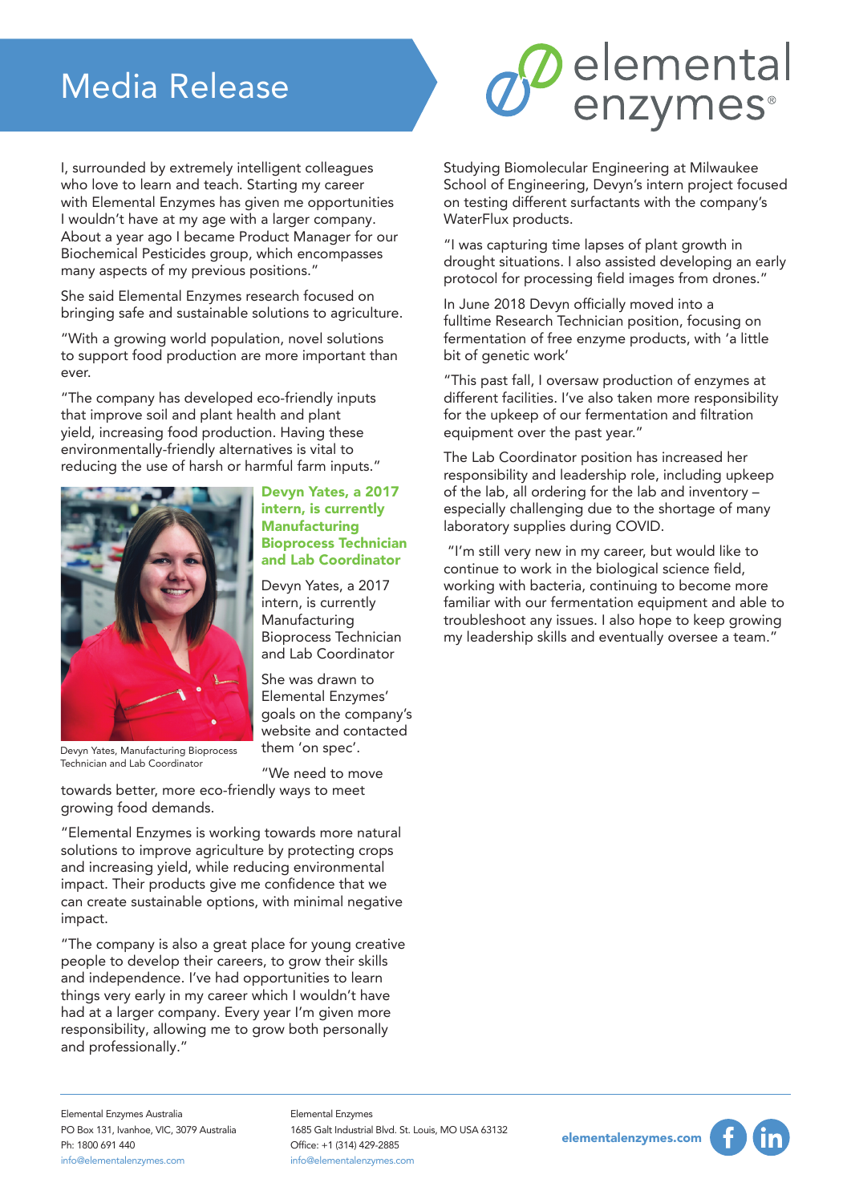# Media Release

I, surrounded by extremely intelligent colleagues who love to learn and teach. Starting my career with Elemental Enzymes has given me opportunities I wouldn't have at my age with a larger company. About a year ago I became Product Manager for our Biochemical Pesticides group, which encompasses many aspects of my previous positions."

She said Elemental Enzymes research focused on bringing safe and sustainable solutions to agriculture.

"With a growing world population, novel solutions to support food production are more important than ever.

"The company has developed eco-friendly inputs that improve soil and plant health and plant yield, increasing food production. Having these environmentally-friendly alternatives is vital to reducing the use of harsh or harmful farm inputs."

Devyn Yates, Manufacturing Bioprocess Technician and Lab Coordinator

**Devyn Yates, a 2017 intern, is currently Manufacturing Bioprocess Technician and Lab Coordinator**

Devyn Yates, a 2017 intern, is currently Manufacturing Bioprocess Technician and Lab Coordinator

She was drawn to Elemental Enzymes' goals on the company's website and contacted them 'on spec'.

"We need to move towards better, more eco-friendly ways to meet growing food demands.

"Elemental Enzymes is working towards more natural solutions to improve agriculture by protecting crops and increasing yield, while reducing environmental impact. Their products give me confidence that we can create sustainable options, with minimal negative impact.

"The company is also a great place for young creative people to develop their careers, to grow their skills and independence. I've had opportunities to learn things very early in my career which I wouldn't have had at a larger company. Every year I'm given more responsibility, allowing me to grow both personally and professionally."

Studying Biomolecular Engineering at Milwaukee School of Engineering, Devyn's intern project focused on testing different surfactants with the company's WaterFlux products.

"I was capturing time lapses of plant growth in drought situations. I also assisted developing an early protocol for processing field images from drones."

In June 2018 Devyn officially moved into a fulltime Research Technician position, focusing on fermentation of free enzyme products, with 'a little bit of genetic work'

"This past fall, I oversaw production of enzymes at different facilities. I've also taken more responsibility for the upkeep of our fermentation and filtration equipment over the past year."

The Lab Coordinator position has increased her responsibility and leadership role, including upkeep of the lab, all ordering for the lab and inventory – especially challenging due to the shortage of many laboratory supplies during COVID.

"I'm still very new in my career, but would like to continue to work in the biological science field, working with bacteria, continuing to become more familiar with our fermentation equipment and able to troubleshoot any issues. I also hope to keep growing my leadership skills and eventually oversee a team."

Elemental Enzymes Australia
PO Box 131, Ivanhoe, VIC, 3079 Australia
Ph: 1800 691 440
info@elementalenzymes.com

Elemental Enzymes
1685 Galt Industrial Blvd. St. Louis, MO USA 63132
Office: +1 (314) 429-2885
info@elementalenzymes.com

elementalenzymes.com